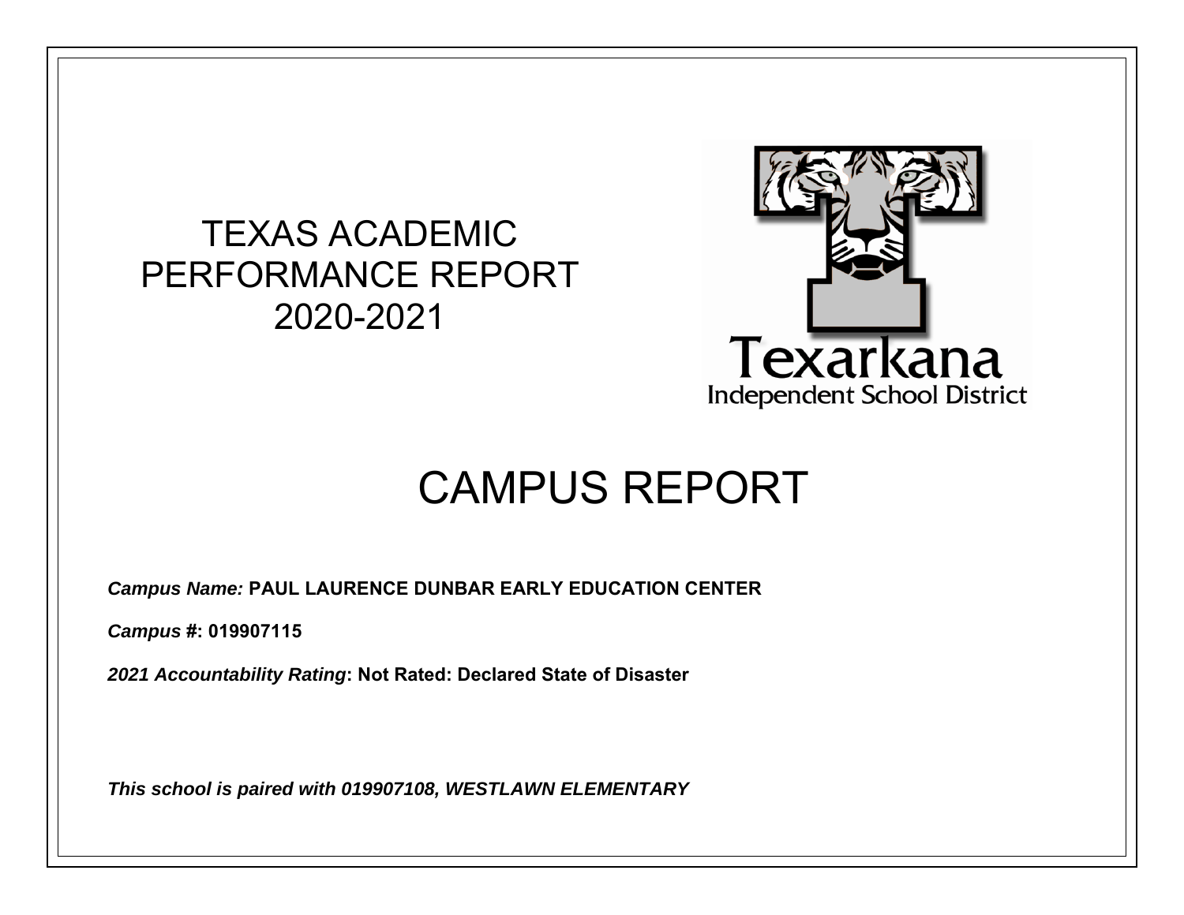# TEXAS ACADEMIC PERFORMANCE REPORT 2020-2021

Texarkana
Independent School District

# CAMPUS REPORT

***Campus Name:*** **PAUL LAURENCE DUNBAR EARLY EDUCATION CENTER**

***Campus #*****: 019907115**

***2021 Accountability Rating*****: Not Rated: Declared State of Disaster**

***This school is paired with 019907108, WESTLAWN ELEMENTARY***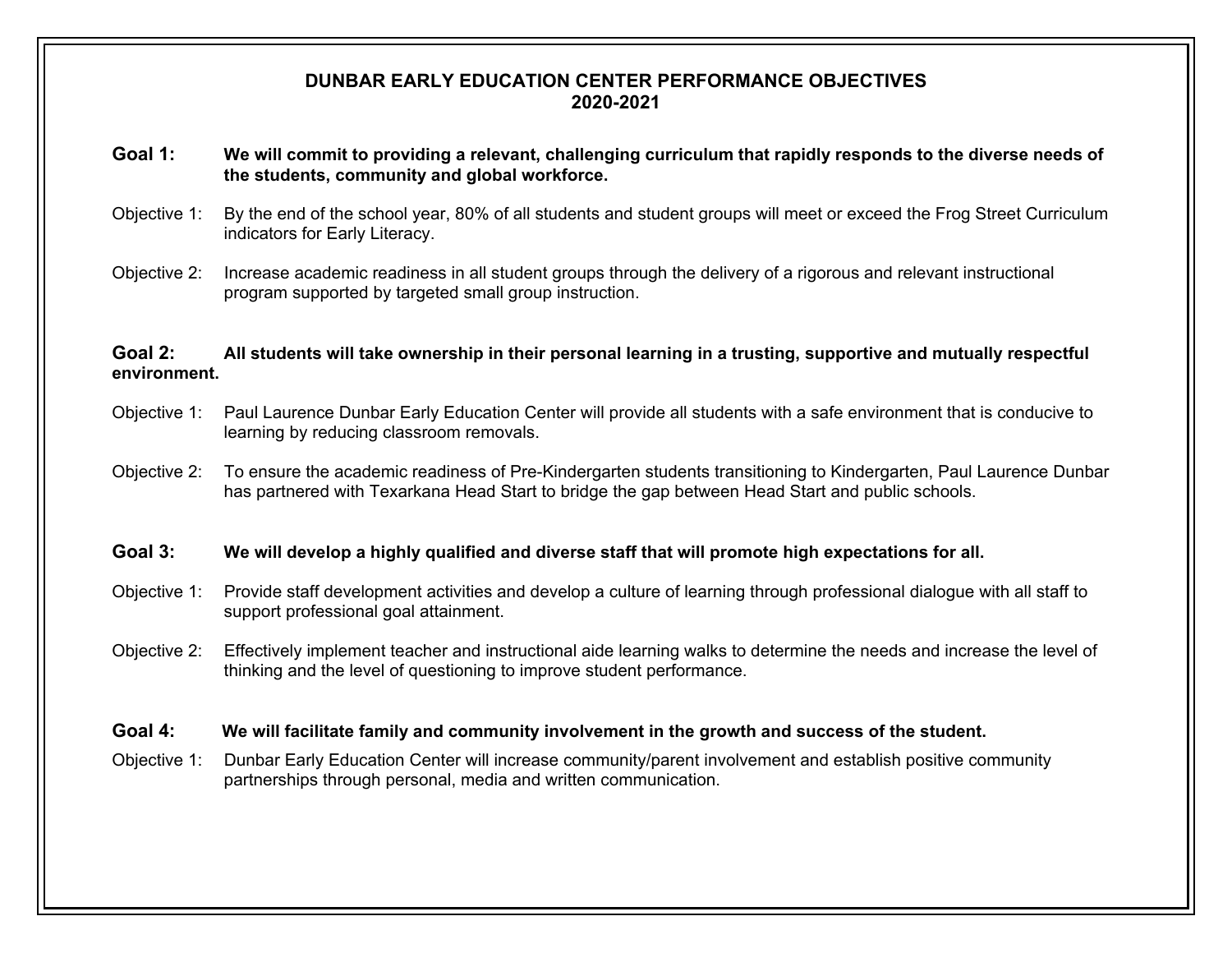# DUNBAR EARLY EDUCATION CENTER PERFORMANCE OBJECTIVES
## 2020-2021

**Goal 1: We will commit to providing a relevant, challenging curriculum that rapidly responds to the diverse needs of the students, community and global workforce.**

Objective 1: By the end of the school year, 80% of all students and student groups will meet or exceed the Frog Street Curriculum indicators for Early Literacy.

Objective 2: Increase academic readiness in all student groups through the delivery of a rigorous and relevant instructional program supported by targeted small group instruction.

**Goal 2: All students will take ownership in their personal learning in a trusting, supportive and mutually respectful environment.**

Objective 1: Paul Laurence Dunbar Early Education Center will provide all students with a safe environment that is conducive to learning by reducing classroom removals.

Objective 2: To ensure the academic readiness of Pre-Kindergarten students transitioning to Kindergarten, Paul Laurence Dunbar has partnered with Texarkana Head Start to bridge the gap between Head Start and public schools.

**Goal 3: We will develop a highly qualified and diverse staff that will promote high expectations for all.**

Objective 1: Provide staff development activities and develop a culture of learning through professional dialogue with all staff to support professional goal attainment.

Objective 2: Effectively implement teacher and instructional aide learning walks to determine the needs and increase the level of thinking and the level of questioning to improve student performance.

**Goal 4: We will facilitate family and community involvement in the growth and success of the student.**

Objective 1: Dunbar Early Education Center will increase community/parent involvement and establish positive community partnerships through personal, media and written communication.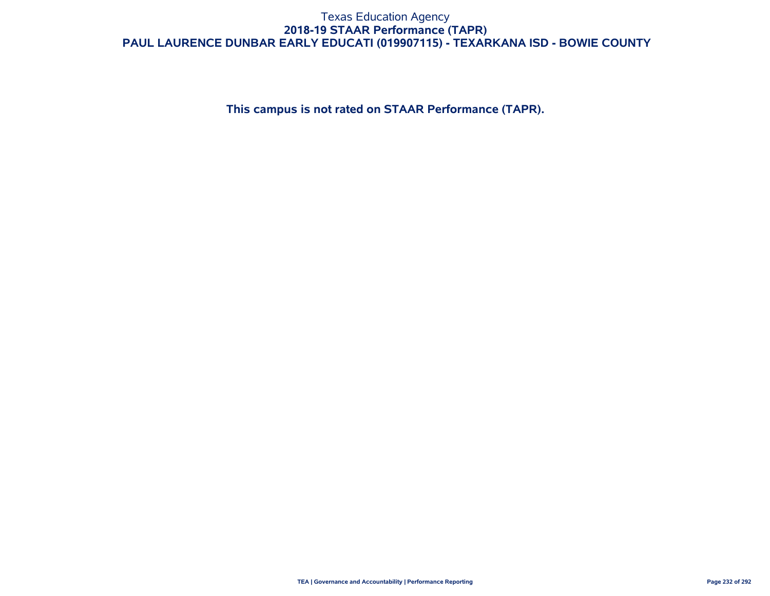# Texas Education Agency

## 2018-19 STAAR Performance (TAPR)

## PAUL LAURENCE DUNBAR EARLY EDUCATI (019907115) - TEXARKANA ISD - BOWIE COUNTY

**This campus is not rated on STAAR Performance (TAPR).**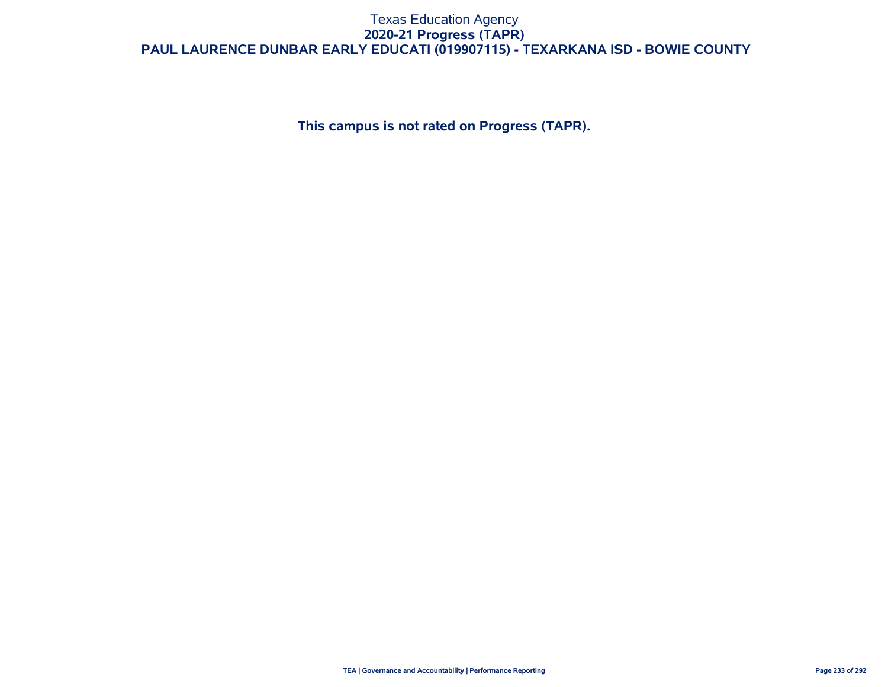# Texas Education Agency

## 2020-21 Progress (TAPR)

## PAUL LAURENCE DUNBAR EARLY EDUCATI (019907115) - TEXARKANA ISD - BOWIE COUNTY

**This campus is not rated on Progress (TAPR).**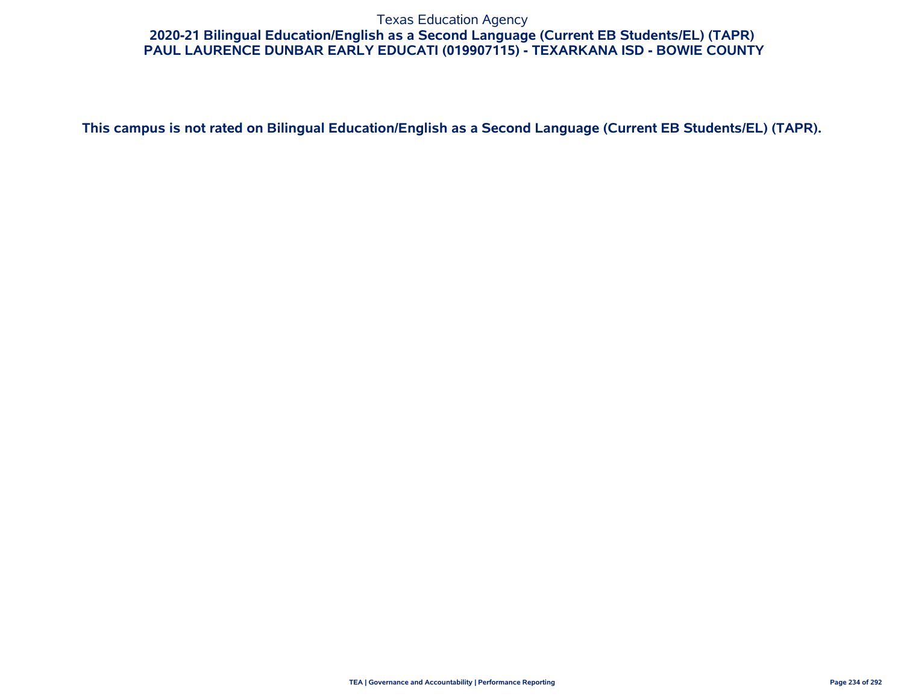Texas Education Agency

**2020-21 Bilingual Education/English as a Second Language (Current EB Students/EL) (TAPR)**

**PAUL LAURENCE DUNBAR EARLY EDUCATI (019907115) - TEXARKANA ISD - BOWIE COUNTY**

**This campus is not rated on Bilingual Education/English as a Second Language (Current EB Students/EL) (TAPR).**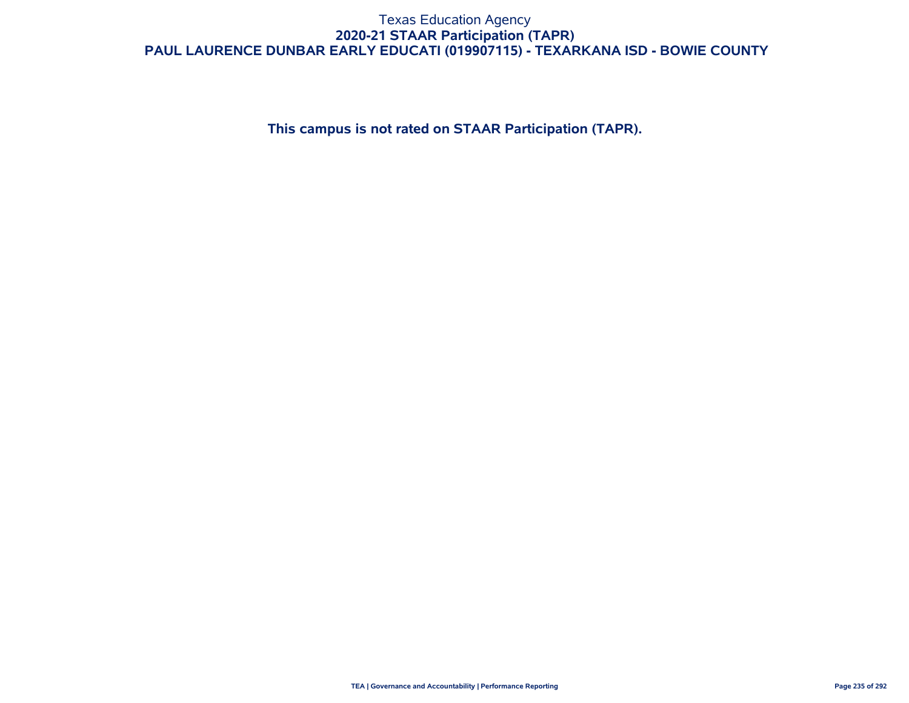# Texas Education Agency

## 2020-21 STAAR Participation (TAPR)

## PAUL LAURENCE DUNBAR EARLY EDUCATI (019907115) - TEXARKANA ISD - BOWIE COUNTY

**This campus is not rated on STAAR Participation (TAPR).**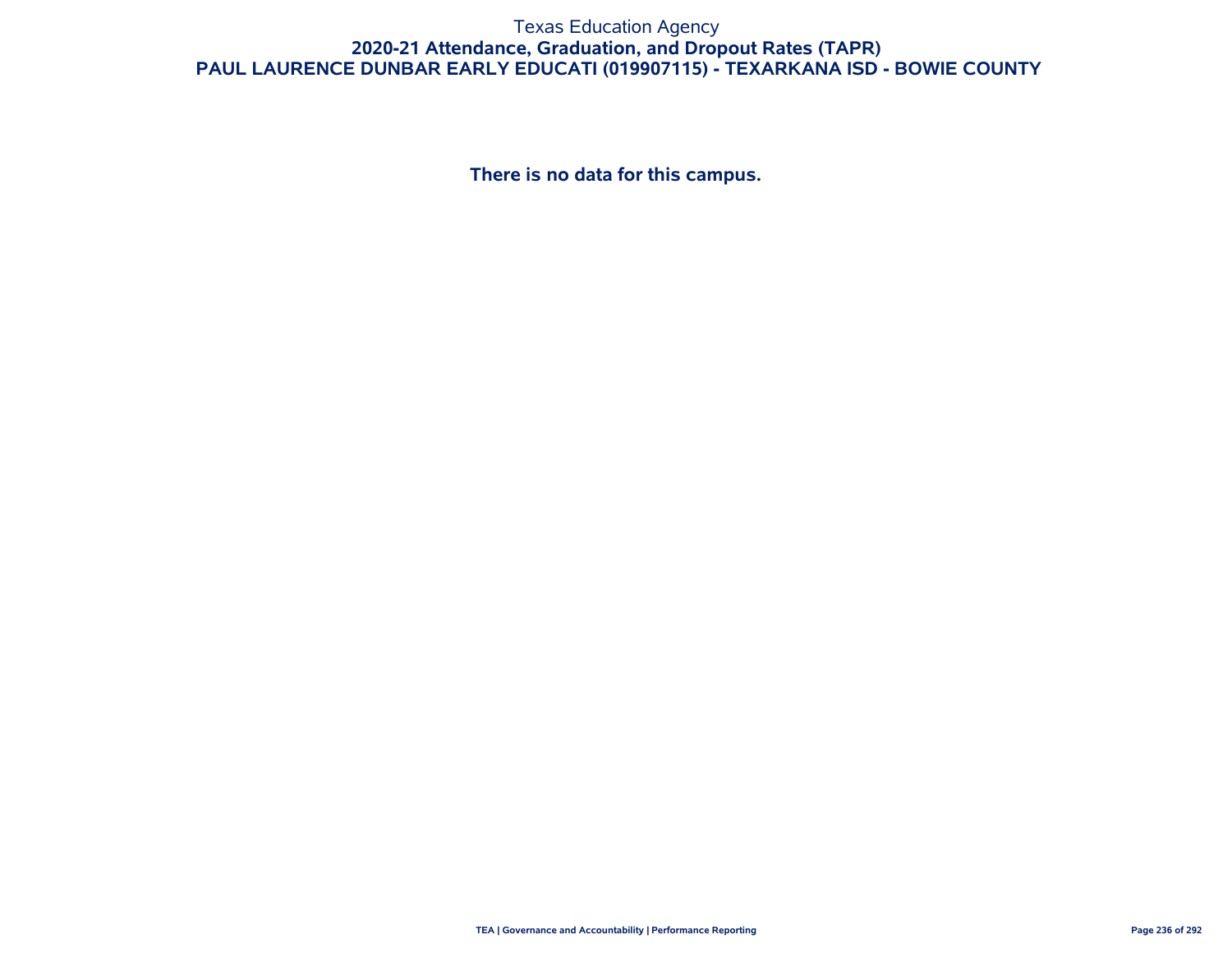Texas Education Agency

# 2020-21 Attendance, Graduation, and Dropout Rates (TAPR)

## PAUL LAURENCE DUNBAR EARLY EDUCATI (019907115) - TEXARKANA ISD - BOWIE COUNTY

**There is no data for this campus.**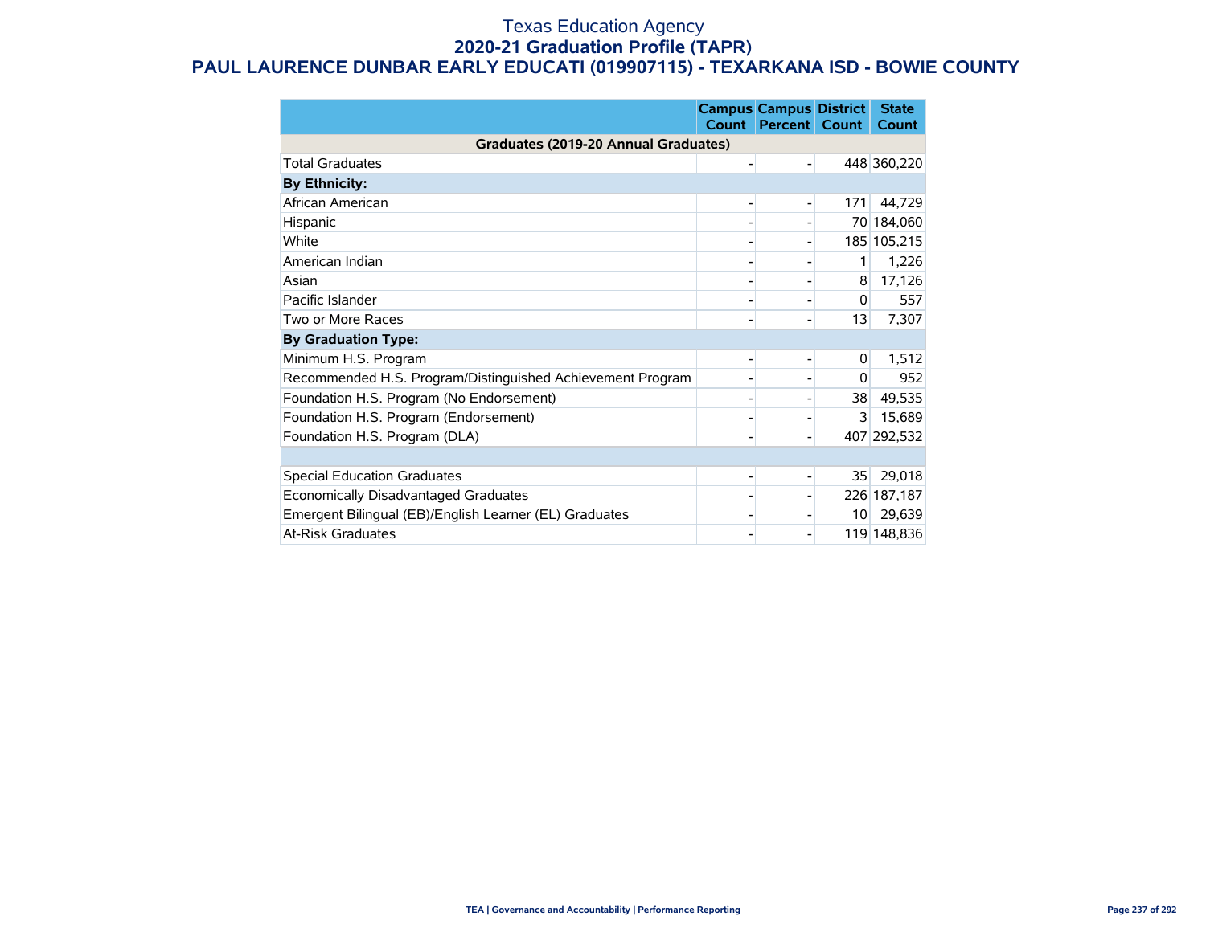# Texas Education Agency

## 2020-21 Graduation Profile (TAPR)

## PAUL LAURENCE DUNBAR EARLY EDUCATI (019907115) - TEXARKANA ISD - BOWIE COUNTY

| | Campus Count | Campus Percent | District Count | State Count |
|---|---|---|---|---|
| **Graduates (2019-20 Annual Graduates)** | | | | |
| Total Graduates | - | - | 448 | 360,220 |
| **By Ethnicity:** | | | | |
| African American | - | - | 171 | 44,729 |
| Hispanic | - | - | 70 | 184,060 |
| White | - | - | 185 | 105,215 |
| American Indian | - | - | 1 | 1,226 |
| Asian | - | - | 8 | 17,126 |
| Pacific Islander | - | - | 0 | 557 |
| Two or More Races | - | - | 13 | 7,307 |
| **By Graduation Type:** | | | | |
| Minimum H.S. Program | - | - | 0 | 1,512 |
| Recommended H.S. Program/Distinguished Achievement Program | - | - | 0 | 952 |
| Foundation H.S. Program (No Endorsement) | - | - | 38 | 49,535 |
| Foundation H.S. Program (Endorsement) | - | - | 3 | 15,689 |
| Foundation H.S. Program (DLA) | - | - | 407 | 292,532 |
| | | | | |
| Special Education Graduates | - | - | 35 | 29,018 |
| Economically Disadvantaged Graduates | - | - | 226 | 187,187 |
| Emergent Bilingual (EB)/English Learner (EL) Graduates | - | - | 10 | 29,639 |
| At-Risk Graduates | - | - | 119 | 148,836 |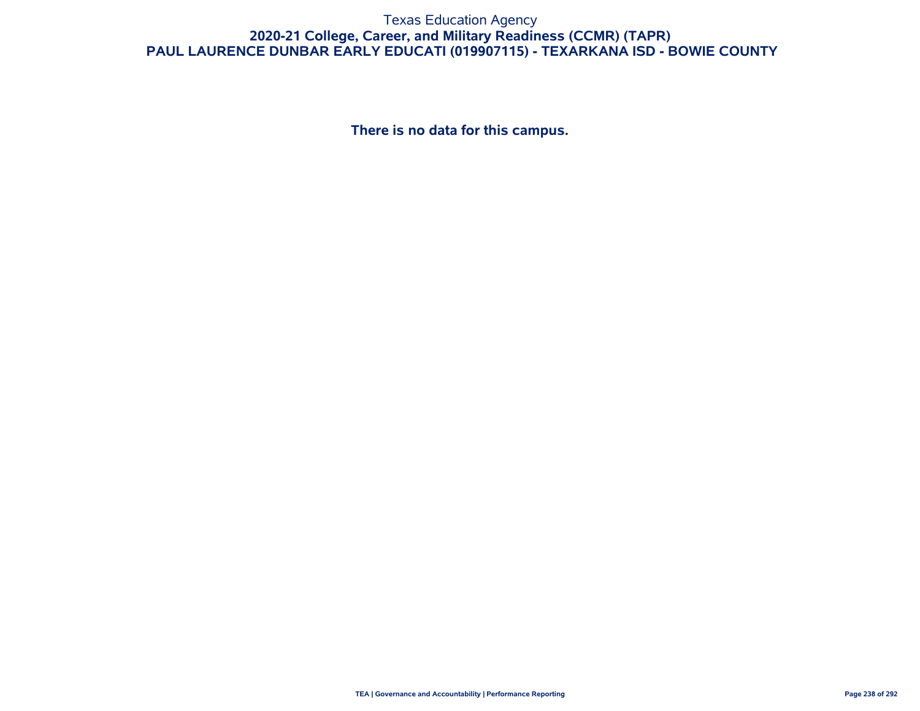Texas Education Agency

# 2020-21 College, Career, and Military Readiness (CCMR) (TAPR)

## PAUL LAURENCE DUNBAR EARLY EDUCATI (019907115) - TEXARKANA ISD - BOWIE COUNTY

**There is no data for this campus.**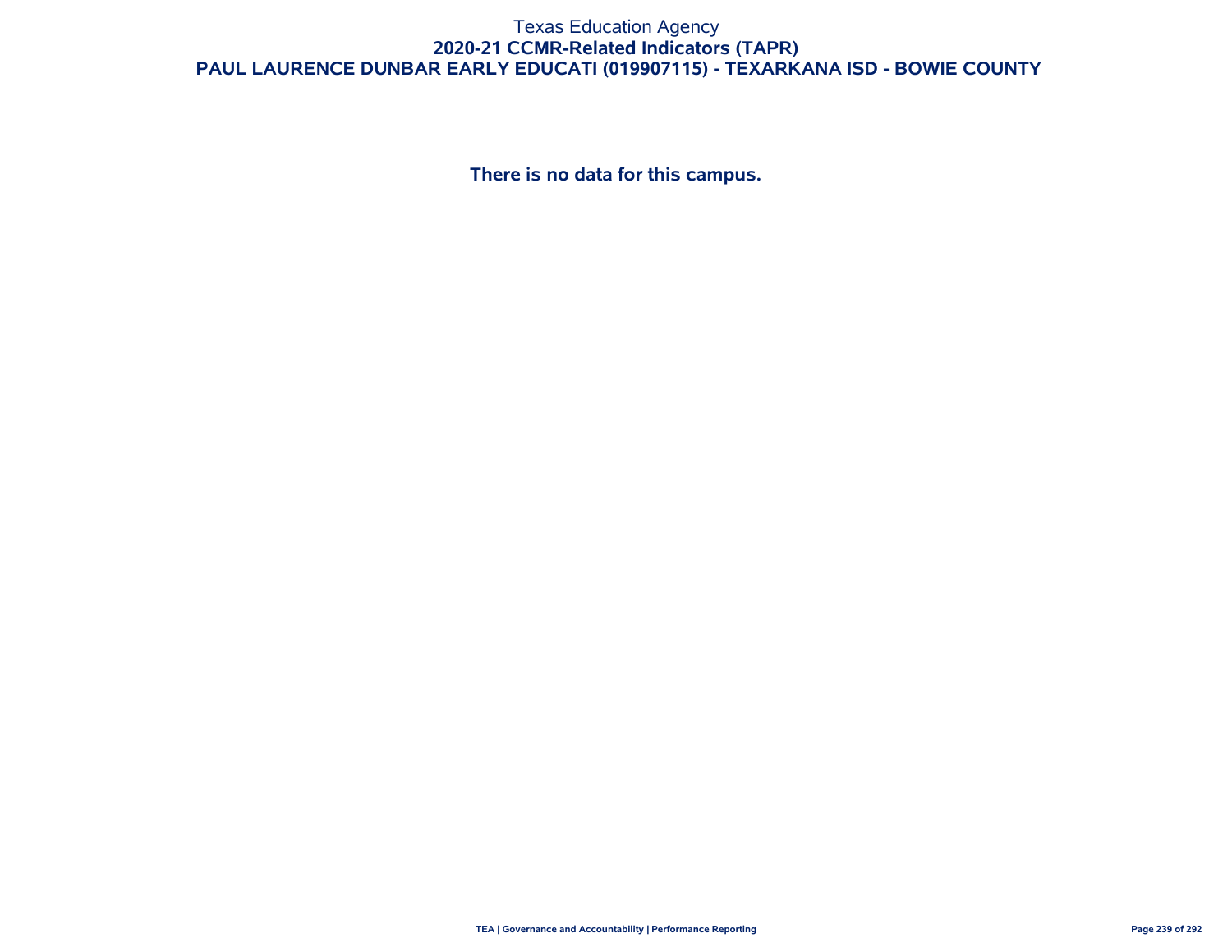# Texas Education Agency

## 2020-21 CCMR-Related Indicators (TAPR)

## PAUL LAURENCE DUNBAR EARLY EDUCATI (019907115) - TEXARKANA ISD - BOWIE COUNTY

**There is no data for this campus.**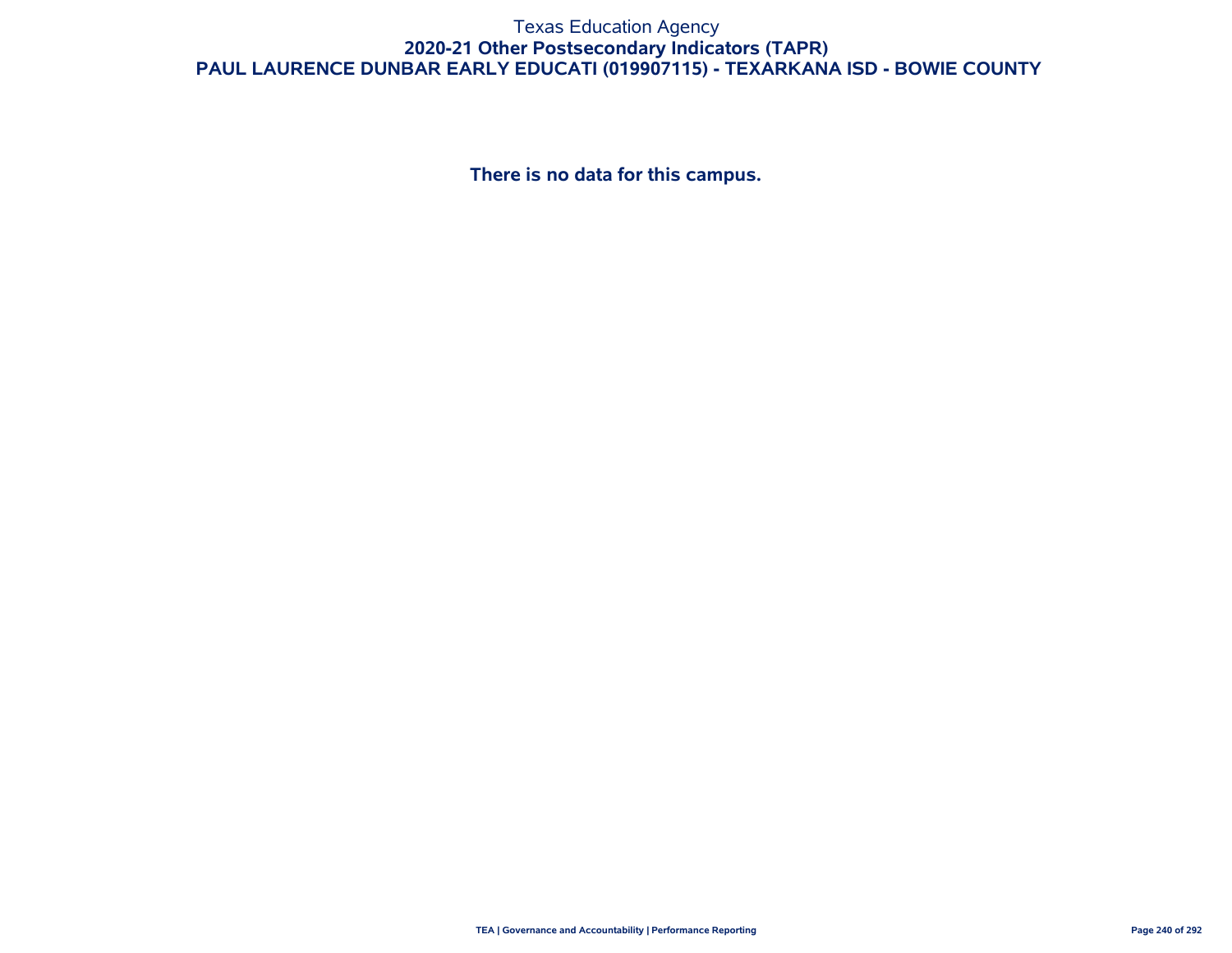Texas Education Agency

**2020-21 Other Postsecondary Indicators (TAPR)**

**PAUL LAURENCE DUNBAR EARLY EDUCATI (019907115) - TEXARKANA ISD - BOWIE COUNTY**

**There is no data for this campus.**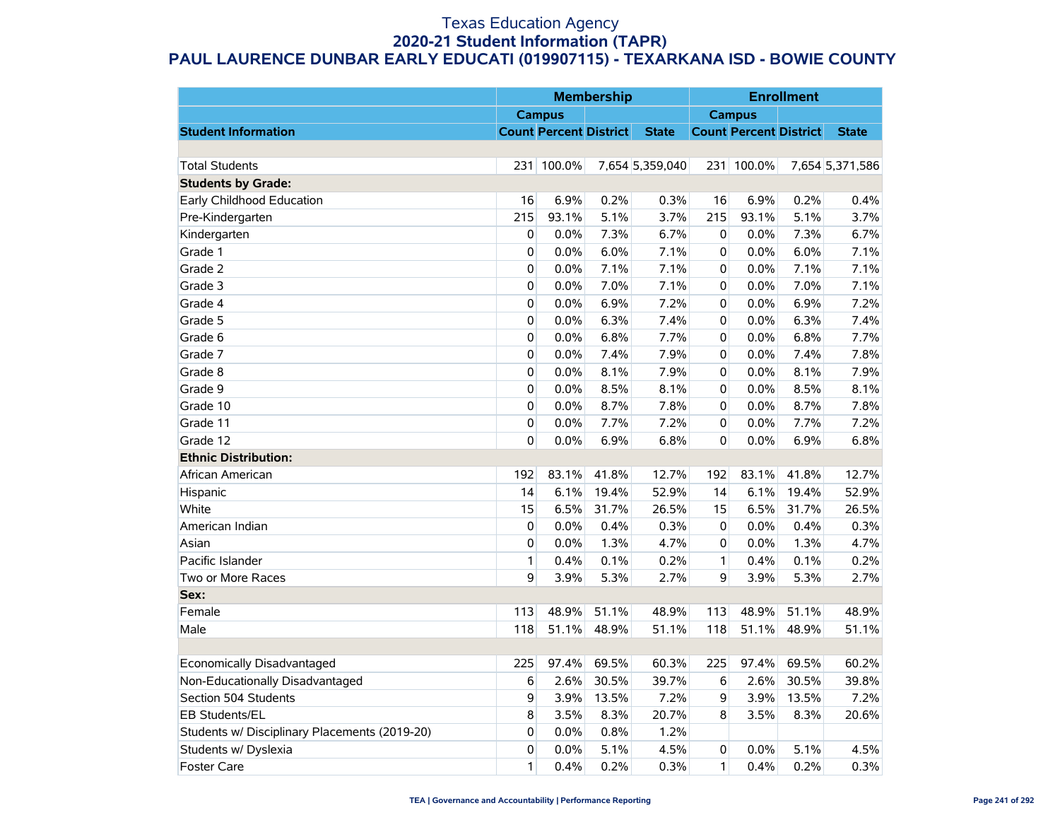# Texas Education Agency
## 2020-21 Student Information (TAPR)
## PAUL LAURENCE DUNBAR EARLY EDUCATI (019907115) - TEXARKANA ISD - BOWIE COUNTY

| | Membership | | | | Enrollment | | | |
|---|---|---|---|---|---|---|---|---|
| | Campus | | | | Campus | | | |
| **Student Information** | **Count** | **Percent** | **District** | **State** | **Count** | **Percent** | **District** | **State** |
| | | | | | | | | |
| Total Students | 231 | 100.0% | 7,654 | 5,359,040 | 231 | 100.0% | 7,654 | 5,371,586 |
| **Students by Grade:** | | | | | | | | |
| Early Childhood Education | 16 | 6.9% | 0.2% | 0.3% | 16 | 6.9% | 0.2% | 0.4% |
| Pre-Kindergarten | 215 | 93.1% | 5.1% | 3.7% | 215 | 93.1% | 5.1% | 3.7% |
| Kindergarten | 0 | 0.0% | 7.3% | 6.7% | 0 | 0.0% | 7.3% | 6.7% |
| Grade 1 | 0 | 0.0% | 6.0% | 7.1% | 0 | 0.0% | 6.0% | 7.1% |
| Grade 2 | 0 | 0.0% | 7.1% | 7.1% | 0 | 0.0% | 7.1% | 7.1% |
| Grade 3 | 0 | 0.0% | 7.0% | 7.1% | 0 | 0.0% | 7.0% | 7.1% |
| Grade 4 | 0 | 0.0% | 6.9% | 7.2% | 0 | 0.0% | 6.9% | 7.2% |
| Grade 5 | 0 | 0.0% | 6.3% | 7.4% | 0 | 0.0% | 6.3% | 7.4% |
| Grade 6 | 0 | 0.0% | 6.8% | 7.7% | 0 | 0.0% | 6.8% | 7.7% |
| Grade 7 | 0 | 0.0% | 7.4% | 7.9% | 0 | 0.0% | 7.4% | 7.8% |
| Grade 8 | 0 | 0.0% | 8.1% | 7.9% | 0 | 0.0% | 8.1% | 7.9% |
| Grade 9 | 0 | 0.0% | 8.5% | 8.1% | 0 | 0.0% | 8.5% | 8.1% |
| Grade 10 | 0 | 0.0% | 8.7% | 7.8% | 0 | 0.0% | 8.7% | 7.8% |
| Grade 11 | 0 | 0.0% | 7.7% | 7.2% | 0 | 0.0% | 7.7% | 7.2% |
| Grade 12 | 0 | 0.0% | 6.9% | 6.8% | 0 | 0.0% | 6.9% | 6.8% |
| **Ethnic Distribution:** | | | | | | | | |
| African American | 192 | 83.1% | 41.8% | 12.7% | 192 | 83.1% | 41.8% | 12.7% |
| Hispanic | 14 | 6.1% | 19.4% | 52.9% | 14 | 6.1% | 19.4% | 52.9% |
| White | 15 | 6.5% | 31.7% | 26.5% | 15 | 6.5% | 31.7% | 26.5% |
| American Indian | 0 | 0.0% | 0.4% | 0.3% | 0 | 0.0% | 0.4% | 0.3% |
| Asian | 0 | 0.0% | 1.3% | 4.7% | 0 | 0.0% | 1.3% | 4.7% |
| Pacific Islander | 1 | 0.4% | 0.1% | 0.2% | 1 | 0.4% | 0.1% | 0.2% |
| Two or More Races | 9 | 3.9% | 5.3% | 2.7% | 9 | 3.9% | 5.3% | 2.7% |
| **Sex:** | | | | | | | | |
| Female | 113 | 48.9% | 51.1% | 48.9% | 113 | 48.9% | 51.1% | 48.9% |
| Male | 118 | 51.1% | 48.9% | 51.1% | 118 | 51.1% | 48.9% | 51.1% |
| | | | | | | | | |
| Economically Disadvantaged | 225 | 97.4% | 69.5% | 60.3% | 225 | 97.4% | 69.5% | 60.2% |
| Non-Educationally Disadvantaged | 6 | 2.6% | 30.5% | 39.7% | 6 | 2.6% | 30.5% | 39.8% |
| Section 504 Students | 9 | 3.9% | 13.5% | 7.2% | 9 | 3.9% | 13.5% | 7.2% |
| EB Students/EL | 8 | 3.5% | 8.3% | 20.7% | 8 | 3.5% | 8.3% | 20.6% |
| Students w/ Disciplinary Placements (2019-20) | 0 | 0.0% | 0.8% | 1.2% | | | | |
| Students w/ Dyslexia | 0 | 0.0% | 5.1% | 4.5% | 0 | 0.0% | 5.1% | 4.5% |
| Foster Care | 1 | 0.4% | 0.2% | 0.3% | 1 | 0.4% | 0.2% | 0.3% |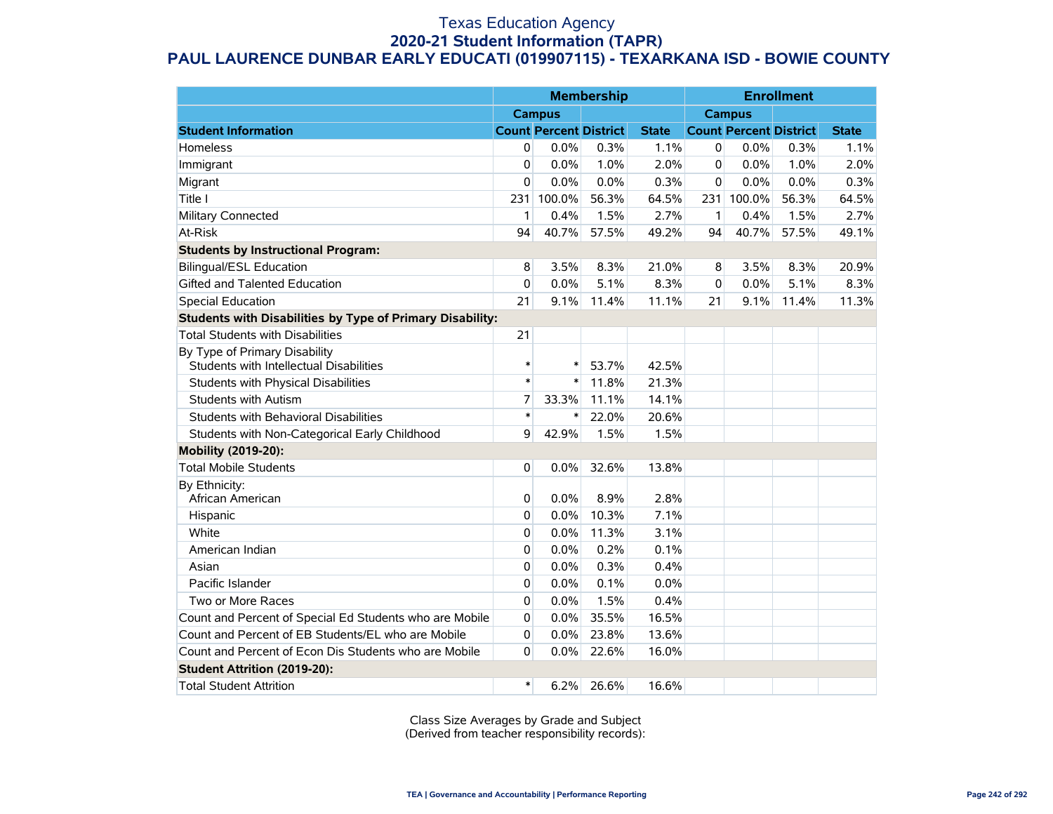# Texas Education Agency
## 2020-21 Student Information (TAPR)
## PAUL LAURENCE DUNBAR EARLY EDUCATI (019907115) - TEXARKANA ISD - BOWIE COUNTY

| | Membership | | | | Enrollment | | | |
|---|---|---|---|---|---|---|---|---|
| | Campus | | | | Campus | | | |
| **Student Information** | **Count** | **Percent** | **District** | **State** | **Count** | **Percent** | **District** | **State** |
| Homeless | 0 | 0.0% | 0.3% | 1.1% | 0 | 0.0% | 0.3% | 1.1% |
| Immigrant | 0 | 0.0% | 1.0% | 2.0% | 0 | 0.0% | 1.0% | 2.0% |
| Migrant | 0 | 0.0% | 0.0% | 0.3% | 0 | 0.0% | 0.0% | 0.3% |
| Title I | 231 | 100.0% | 56.3% | 64.5% | 231 | 100.0% | 56.3% | 64.5% |
| Military Connected | 1 | 0.4% | 1.5% | 2.7% | 1 | 0.4% | 1.5% | 2.7% |
| At-Risk | 94 | 40.7% | 57.5% | 49.2% | 94 | 40.7% | 57.5% | 49.1% |
| **Students by Instructional Program:** | | | | | | | | |
| Bilingual/ESL Education | 8 | 3.5% | 8.3% | 21.0% | 8 | 3.5% | 8.3% | 20.9% |
| Gifted and Talented Education | 0 | 0.0% | 5.1% | 8.3% | 0 | 0.0% | 5.1% | 8.3% |
| Special Education | 21 | 9.1% | 11.4% | 11.1% | 21 | 9.1% | 11.4% | 11.3% |
| **Students with Disabilities by Type of Primary Disability:** | | | | | | | | |
| Total Students with Disabilities | 21 | | | | | | | |
| By Type of Primary Disability<br>Students with Intellectual Disabilities | * | * | 53.7% | 42.5% | | | | |
| Students with Physical Disabilities | * | * | 11.8% | 21.3% | | | | |
| Students with Autism | 7 | 33.3% | 11.1% | 14.1% | | | | |
| Students with Behavioral Disabilities | * | * | 22.0% | 20.6% | | | | |
| Students with Non-Categorical Early Childhood | 9 | 42.9% | 1.5% | 1.5% | | | | |
| **Mobility (2019-20):** | | | | | | | | |
| Total Mobile Students | 0 | 0.0% | 32.6% | 13.8% | | | | |
| By Ethnicity:<br>African American | 0 | 0.0% | 8.9% | 2.8% | | | | |
| Hispanic | 0 | 0.0% | 10.3% | 7.1% | | | | |
| White | 0 | 0.0% | 11.3% | 3.1% | | | | |
| American Indian | 0 | 0.0% | 0.2% | 0.1% | | | | |
| Asian | 0 | 0.0% | 0.3% | 0.4% | | | | |
| Pacific Islander | 0 | 0.0% | 0.1% | 0.0% | | | | |
| Two or More Races | 0 | 0.0% | 1.5% | 0.4% | | | | |
| Count and Percent of Special Ed Students who are Mobile | 0 | 0.0% | 35.5% | 16.5% | | | | |
| Count and Percent of EB Students/EL who are Mobile | 0 | 0.0% | 23.8% | 13.6% | | | | |
| Count and Percent of Econ Dis Students who are Mobile | 0 | 0.0% | 22.6% | 16.0% | | | | |
| **Student Attrition (2019-20):** | | | | | | | | |
| Total Student Attrition | * | 6.2% | 26.6% | 16.6% | | | | |

Class Size Averages by Grade and Subject
(Derived from teacher responsibility records):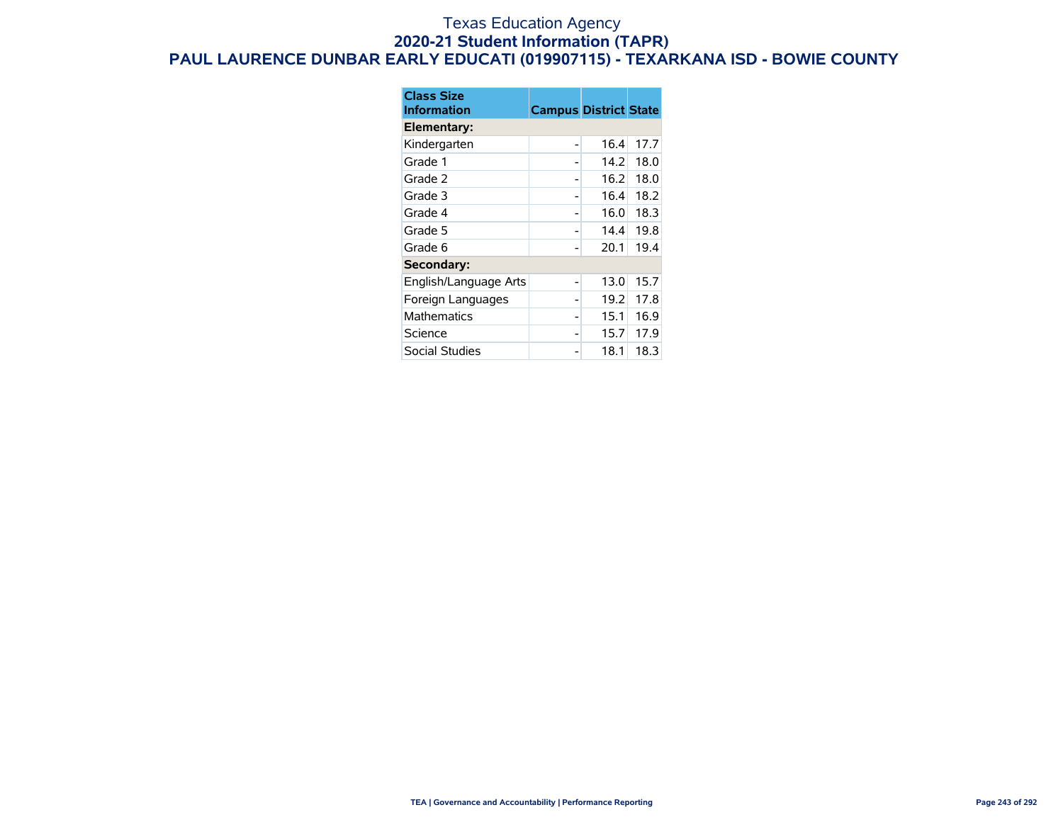# Texas Education Agency
## 2020-21 Student Information (TAPR)
## PAUL LAURENCE DUNBAR EARLY EDUCATI (019907115) - TEXARKANA ISD - BOWIE COUNTY

| Class Size Information | Campus | District | State |
|---|---|---|---|
| **Elementary:** | | | |
| Kindergarten | - | 16.4 | 17.7 |
| Grade 1 | - | 14.2 | 18.0 |
| Grade 2 | - | 16.2 | 18.0 |
| Grade 3 | - | 16.4 | 18.2 |
| Grade 4 | - | 16.0 | 18.3 |
| Grade 5 | - | 14.4 | 19.8 |
| Grade 6 | - | 20.1 | 19.4 |
| **Secondary:** | | | |
| English/Language Arts | - | 13.0 | 15.7 |
| Foreign Languages | - | 19.2 | 17.8 |
| Mathematics | - | 15.1 | 16.9 |
| Science | - | 15.7 | 17.9 |
| Social Studies | - | 18.1 | 18.3 |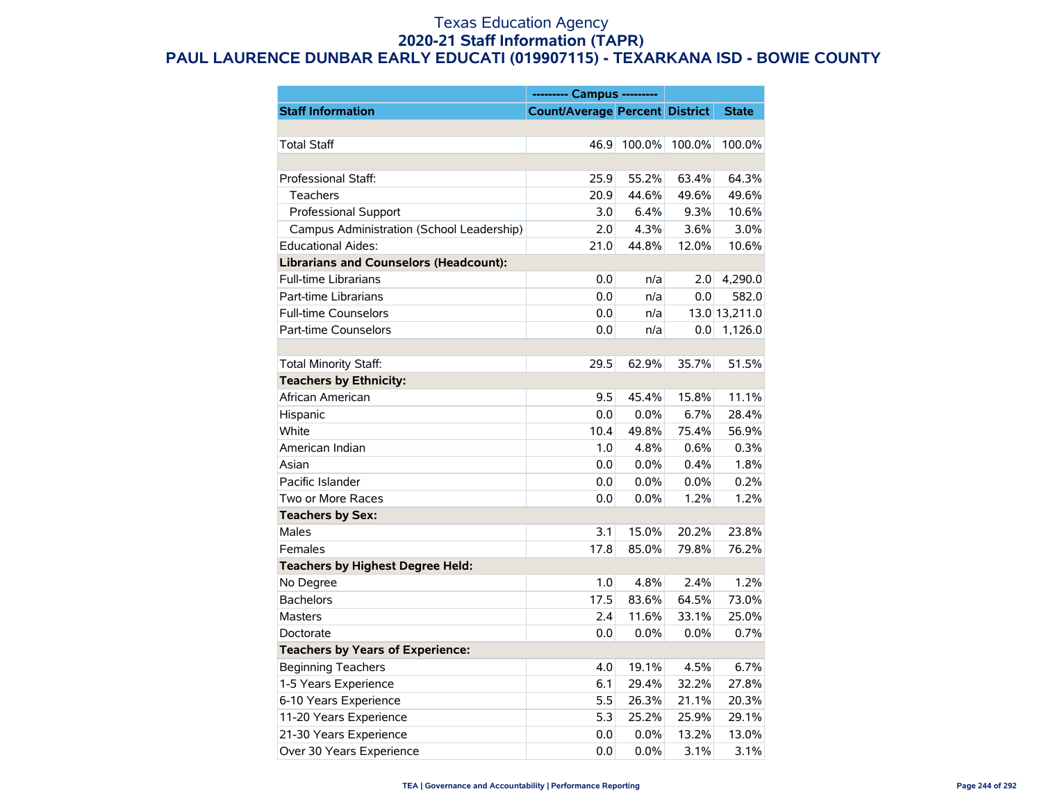# Texas Education Agency

## 2020-21 Staff Information (TAPR)

## PAUL LAURENCE DUNBAR EARLY EDUCATI (019907115) - TEXARKANA ISD - BOWIE COUNTY

| | --------- Campus --------- | | | |
|---|---|---|---|---|
| **Staff Information** | **Count/Average** | **Percent** | **District** | **State** |
| | | | | |
| Total Staff | 46.9 | 100.0% | 100.0% | 100.0% |
| | | | | |
| Professional Staff: | 25.9 | 55.2% | 63.4% | 64.3% |
| Teachers | 20.9 | 44.6% | 49.6% | 49.6% |
| Professional Support | 3.0 | 6.4% | 9.3% | 10.6% |
| Campus Administration (School Leadership) | 2.0 | 4.3% | 3.6% | 3.0% |
| Educational Aides: | 21.0 | 44.8% | 12.0% | 10.6% |
| **Librarians and Counselors (Headcount):** | | | | |
| Full-time Librarians | 0.0 | n/a | 2.0 | 4,290.0 |
| Part-time Librarians | 0.0 | n/a | 0.0 | 582.0 |
| Full-time Counselors | 0.0 | n/a | 13.0 | 13,211.0 |
| Part-time Counselors | 0.0 | n/a | 0.0 | 1,126.0 |
| | | | | |
| Total Minority Staff: | 29.5 | 62.9% | 35.7% | 51.5% |
| **Teachers by Ethnicity:** | | | | |
| African American | 9.5 | 45.4% | 15.8% | 11.1% |
| Hispanic | 0.0 | 0.0% | 6.7% | 28.4% |
| White | 10.4 | 49.8% | 75.4% | 56.9% |
| American Indian | 1.0 | 4.8% | 0.6% | 0.3% |
| Asian | 0.0 | 0.0% | 0.4% | 1.8% |
| Pacific Islander | 0.0 | 0.0% | 0.0% | 0.2% |
| Two or More Races | 0.0 | 0.0% | 1.2% | 1.2% |
| **Teachers by Sex:** | | | | |
| Males | 3.1 | 15.0% | 20.2% | 23.8% |
| Females | 17.8 | 85.0% | 79.8% | 76.2% |
| **Teachers by Highest Degree Held:** | | | | |
| No Degree | 1.0 | 4.8% | 2.4% | 1.2% |
| Bachelors | 17.5 | 83.6% | 64.5% | 73.0% |
| Masters | 2.4 | 11.6% | 33.1% | 25.0% |
| Doctorate | 0.0 | 0.0% | 0.0% | 0.7% |
| **Teachers by Years of Experience:** | | | | |
| Beginning Teachers | 4.0 | 19.1% | 4.5% | 6.7% |
| 1-5 Years Experience | 6.1 | 29.4% | 32.2% | 27.8% |
| 6-10 Years Experience | 5.5 | 26.3% | 21.1% | 20.3% |
| 11-20 Years Experience | 5.3 | 25.2% | 25.9% | 29.1% |
| 21-30 Years Experience | 0.0 | 0.0% | 13.2% | 13.0% |
| Over 30 Years Experience | 0.0 | 0.0% | 3.1% | 3.1% |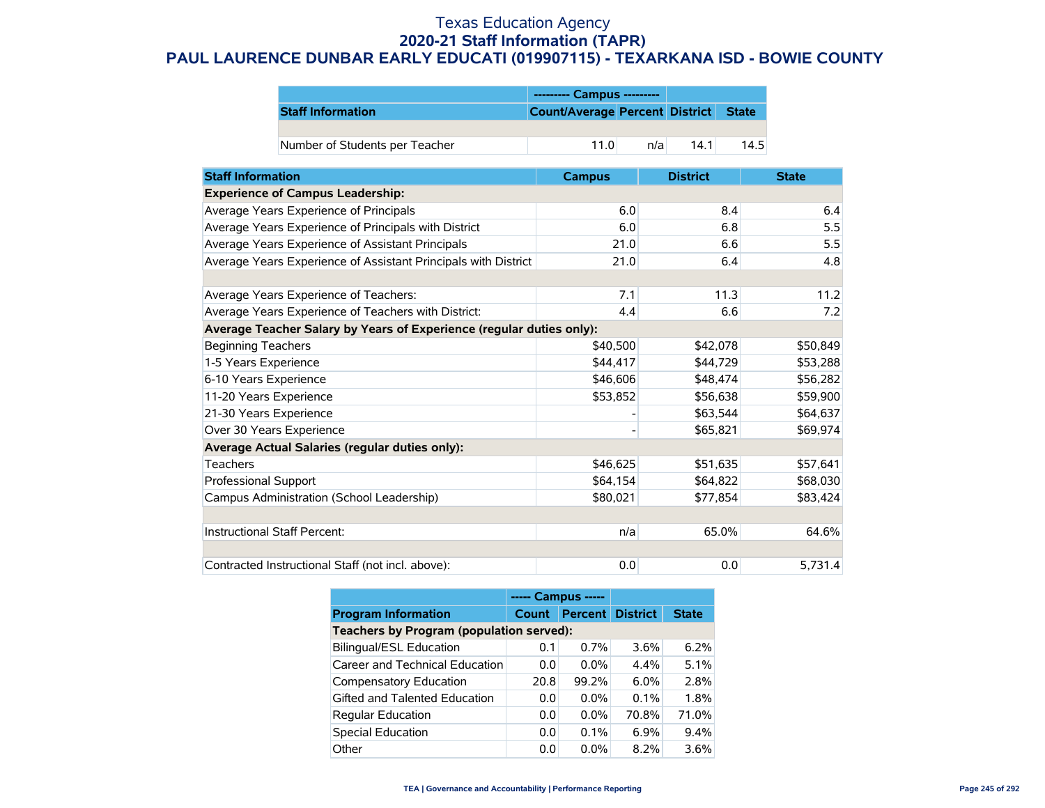# Texas Education Agency
## 2020-21 Staff Information (TAPR)
## PAUL LAURENCE DUNBAR EARLY EDUCATI (019907115) - TEXARKANA ISD - BOWIE COUNTY

| | --------- Campus --------- | | | |
|---|---|---|---|---|
| **Staff Information** | **Count/Average** | **Percent** | **District** | **State** |
| | | | | |
| Number of Students per Teacher | 11.0 | n/a | 14.1 | 14.5 |

| Staff Information | Campus | District | State |
|---|---|---|---|
| **Experience of Campus Leadership:** | | | |
| Average Years Experience of Principals | 6.0 | 8.4 | 6.4 |
| Average Years Experience of Principals with District | 6.0 | 6.8 | 5.5 |
| Average Years Experience of Assistant Principals | 21.0 | 6.6 | 5.5 |
| Average Years Experience of Assistant Principals with District | 21.0 | 6.4 | 4.8 |
| | | | |
| Average Years Experience of Teachers: | 7.1 | 11.3 | 11.2 |
| Average Years Experience of Teachers with District: | 4.4 | 6.6 | 7.2 |
| **Average Teacher Salary by Years of Experience (regular duties only):** | | | |
| Beginning Teachers | $40,500 | $42,078 | $50,849 |
| 1-5 Years Experience | $44,417 | $44,729 | $53,288 |
| 6-10 Years Experience | $46,606 | $48,474 | $56,282 |
| 11-20 Years Experience | $53,852 | $56,638 | $59,900 |
| 21-30 Years Experience | - | $63,544 | $64,637 |
| Over 30 Years Experience | - | $65,821 | $69,974 |
| **Average Actual Salaries (regular duties only):** | | | |
| Teachers | $46,625 | $51,635 | $57,641 |
| Professional Support | $64,154 | $64,822 | $68,030 |
| Campus Administration (School Leadership) | $80,021 | $77,854 | $83,424 |
| | | | |
| Instructional Staff Percent: | n/a | 65.0% | 64.6% |
| | | | |
| Contracted Instructional Staff (not incl. above): | 0.0 | 0.0 | 5,731.4 |

| | ----- Campus ----- | | | |
|---|---|---|---|---|
| **Program Information** | **Count** | **Percent** | **District** | **State** |
| **Teachers by Program (population served):** | | | | |
| Bilingual/ESL Education | 0.1 | 0.7% | 3.6% | 6.2% |
| Career and Technical Education | 0.0 | 0.0% | 4.4% | 5.1% |
| Compensatory Education | 20.8 | 99.2% | 6.0% | 2.8% |
| Gifted and Talented Education | 0.0 | 0.0% | 0.1% | 1.8% |
| Regular Education | 0.0 | 0.0% | 70.8% | 71.0% |
| Special Education | 0.0 | 0.1% | 6.9% | 9.4% |
| Other | 0.0 | 0.0% | 8.2% | 3.6% |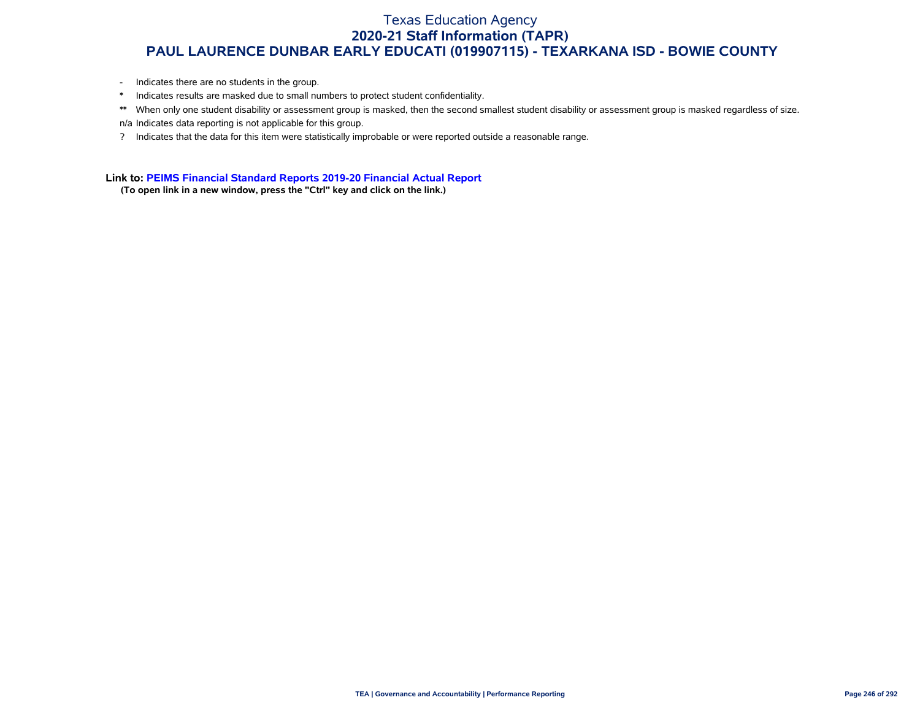- Indicates there are no students in the group.

* Indicates results are masked due to small numbers to protect student confidentiality.

** When only one student disability or assessment group is masked, then the second smallest student disability or assessment group is masked regardless of size.

n/a Indicates data reporting is not applicable for this group.

? Indicates that the data for this item were statistically improbable or were reported outside a reasonable range.

**Link to: PEIMS Financial Standard Reports 2019-20 Financial Actual Report**

**(To open link in a new window, press the "Ctrl" key and click on the link.)**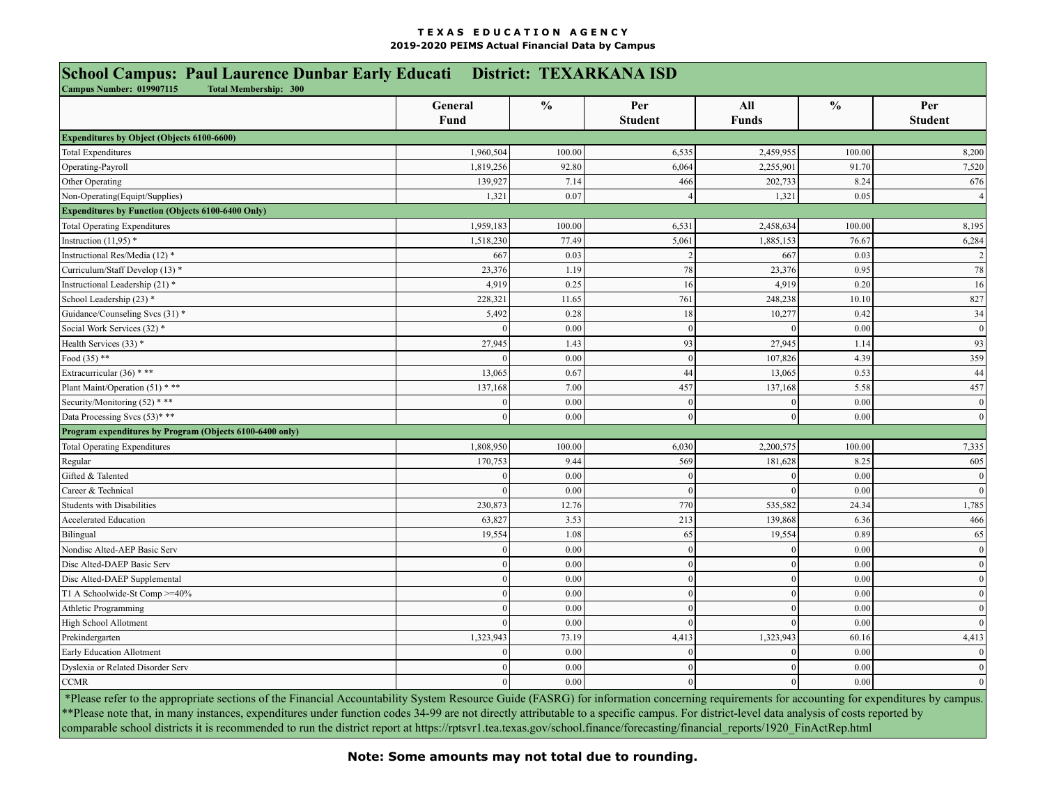**TEXAS EDUCATION AGENCY**
**2019-2020 PEIMS Actual Financial Data by Campus**

## School Campus: Paul Laurence Dunbar Early Educati District: TEXARKANA ISD

**Campus Number: 019907115 Total Membership: 300**

| | General Fund | % | Per Student | All Funds | % | Per Student |
|---|---|---|---|---|---|---|
| **Expenditures by Object (Objects 6100-6600)** | | | | | | |
| Total Expenditures | 1,960,504 | 100.00 | 6,535 | 2,459,955 | 100.00 | 8,200 |
| Operating-Payroll | 1,819,256 | 92.80 | 6,064 | 2,255,901 | 91.70 | 7,520 |
| Other Operating | 139,927 | 7.14 | 466 | 202,733 | 8.24 | 676 |
| Non-Operating(Equipt/Supplies) | 1,321 | 0.07 | 4 | 1,321 | 0.05 | 4 |
| **Expenditures by Function (Objects 6100-6400 Only)** | | | | | | |
| Total Operating Expenditures | 1,959,183 | 100.00 | 6,531 | 2,458,634 | 100.00 | 8,195 |
| Instruction (11,95) * | 1,518,230 | 77.49 | 5,061 | 1,885,153 | 76.67 | 6,284 |
| Instructional Res/Media (12) * | 667 | 0.03 | 2 | 667 | 0.03 | 2 |
| Curriculum/Staff Develop (13) * | 23,376 | 1.19 | 78 | 23,376 | 0.95 | 78 |
| Instructional Leadership (21) * | 4,919 | 0.25 | 16 | 4,919 | 0.20 | 16 |
| School Leadership (23) * | 228,321 | 11.65 | 761 | 248,238 | 10.10 | 827 |
| Guidance/Counseling Svcs (31) * | 5,492 | 0.28 | 18 | 10,277 | 0.42 | 34 |
| Social Work Services (32) * | 0 | 0.00 | 0 | 0 | 0.00 | 0 |
| Health Services (33) * | 27,945 | 1.43 | 93 | 27,945 | 1.14 | 93 |
| Food (35) ** | 0 | 0.00 | 0 | 107,826 | 4.39 | 359 |
| Extracurricular (36) * ** | 13,065 | 0.67 | 44 | 13,065 | 0.53 | 44 |
| Plant Maint/Operation (51) * ** | 137,168 | 7.00 | 457 | 137,168 | 5.58 | 457 |
| Security/Monitoring (52) * ** | 0 | 0.00 | 0 | 0 | 0.00 | 0 |
| Data Processing Svcs (53)* ** | 0 | 0.00 | 0 | 0 | 0.00 | 0 |
| **Program expenditures by Program (Objects 6100-6400 only)** | | | | | | |
| Total Operating Expenditures | 1,808,950 | 100.00 | 6,030 | 2,200,575 | 100.00 | 7,335 |
| Regular | 170,753 | 9.44 | 569 | 181,628 | 8.25 | 605 |
| Gifted & Talented | 0 | 0.00 | 0 | 0 | 0.00 | 0 |
| Career & Technical | 0 | 0.00 | 0 | 0 | 0.00 | 0 |
| Students with Disabilities | 230,873 | 12.76 | 770 | 535,582 | 24.34 | 1,785 |
| Accelerated Education | 63,827 | 3.53 | 213 | 139,868 | 6.36 | 466 |
| Bilingual | 19,554 | 1.08 | 65 | 19,554 | 0.89 | 65 |
| Nondisc Alted-AEP Basic Serv | 0 | 0.00 | 0 | 0 | 0.00 | 0 |
| Disc Alted-DAEP Basic Serv | 0 | 0.00 | 0 | 0 | 0.00 | 0 |
| Disc Alted-DAEP Supplemental | 0 | 0.00 | 0 | 0 | 0.00 | 0 |
| T1 A Schoolwide-St Comp >=40% | 0 | 0.00 | 0 | 0 | 0.00 | 0 |
| Athletic Programming | 0 | 0.00 | 0 | 0 | 0.00 | 0 |
| High School Allotment | 0 | 0.00 | 0 | 0 | 0.00 | 0 |
| Prekindergarten | 1,323,943 | 73.19 | 4,413 | 1,323,943 | 60.16 | 4,413 |
| Early Education Allotment | 0 | 0.00 | 0 | 0 | 0.00 | 0 |
| Dyslexia or Related Disorder Serv | 0 | 0.00 | 0 | 0 | 0.00 | 0 |
| CCMR | 0 | 0.00 | 0 | 0 | 0.00 | 0 |

*Please refer to the appropriate sections of the Financial Accountability System Resource Guide (FASRG) for information concerning requirements for accounting for expenditures by campus.
**Please note that, in many instances, expenditures under function codes 34-99 are not directly attributable to a specific campus. For district-level data analysis of costs reported by comparable school districts it is recommended to run the district report at https://rptsvr1.tea.texas.gov/school.finance/forecasting/financial_reports/1920_FinActRep.html

**Note: Some amounts may not total due to rounding.**